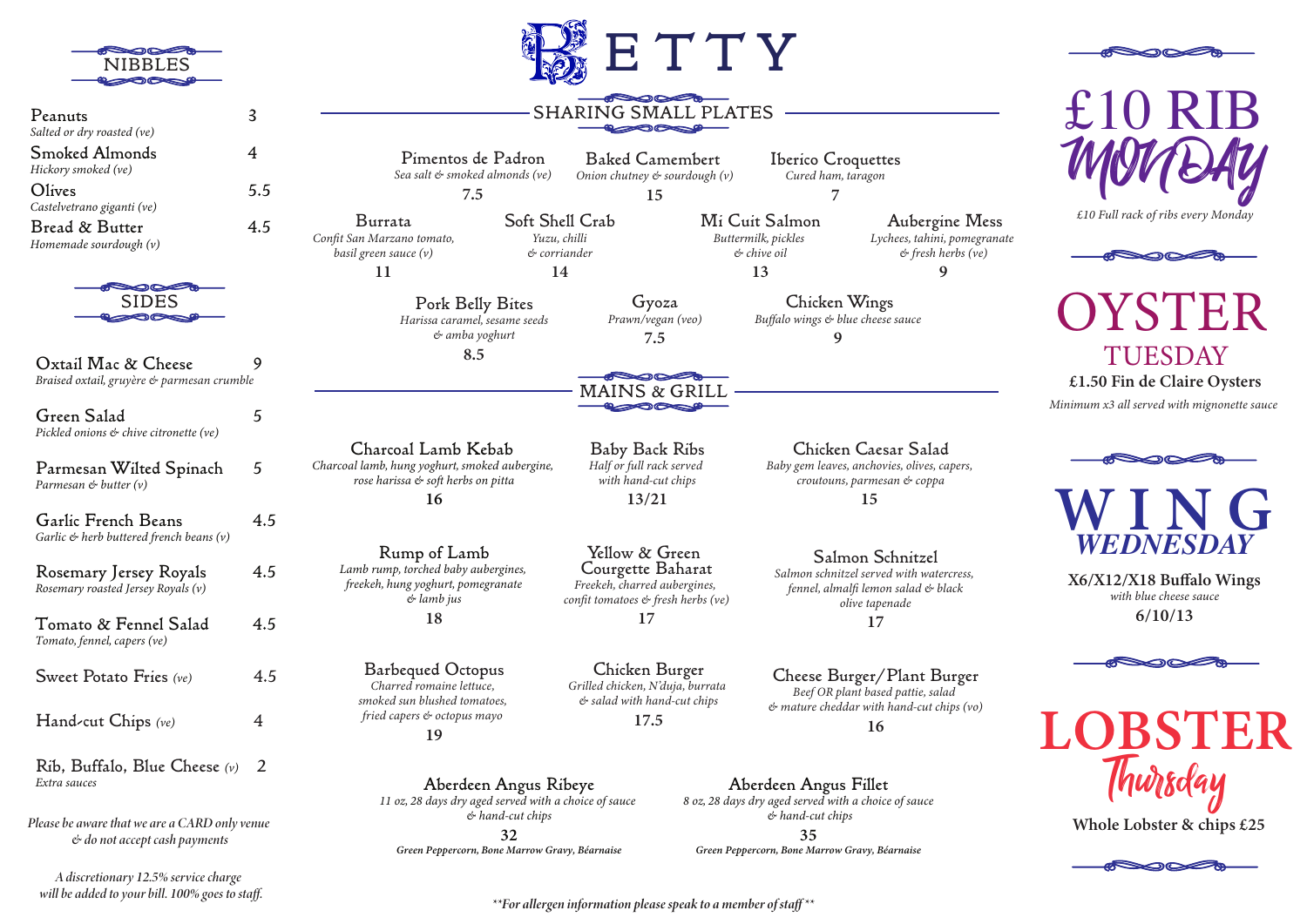# BETTY

## NIBBLES

**Peanuts** 3
*Salted or dry roasted (ve)*

**Smoked Almonds** 4
*Hickory smoked (ve)*

**Olives** 5.5
*Castelvetrano giganti (ve)*

**Bread & Butter** 4.5
*Homemade sourdough (v)*

## SIDES

**Oxtail Mac & Cheese** 9
*Braised oxtail, gruyère & parmesan crumble*

**Green Salad** 5
*Pickled onions & chive citronette (ve)*

**Parmesan Wilted Spinach** 5
*Parmesan & butter (v)*

**Garlic French Beans** 4.5
*Garlic & herb buttered french beans (v)*

**Rosemary Jersey Royals** 4.5
*Rosemary roasted Jersey Royals (v)*

**Tomato & Fennel Salad** 4.5
*Tomato, fennel, capers (ve)*

**Sweet Potato Fries** *(ve)* 4.5

**Hand-cut Chips** *(ve)* 4

**Rib, Buffalo, Blue Cheese** *(v)* 2
*Extra sauces*

*Please be aware that we are a CARD only venue & do not accept cash payments*

*A discretionary 12.5% service charge will be added to your bill. 100% goes to staff.*

## SHARING SMALL PLATES

**Pimentos de Padron**
*Sea salt & smoked almonds (ve)*
7.5

**Baked Camembert**
*Onion chutney & sourdough (v)*
15

**Iberico Croquettes**
*Cured ham, taragon*
7

**Burrata**
*Confit San Marzano tomato, basil green sauce (v)*
11

**Soft Shell Crab**
*Yuzu, chilli & corriander*
14

**Mi Cuit Salmon**
*Buttermilk, pickles & chive oil*
13

**Aubergine Mess**
*Lychees, tahini, pomegranate & fresh herbs (ve)*
9

**Pork Belly Bites**
*Harissa caramel, sesame seeds & amba yoghurt*
8.5

**Gyoza**
*Prawn/vegan (veo)*
7.5

**Chicken Wings**
*Buffalo wings & blue cheese sauce*
9

## MAINS & GRILL

**Charcoal Lamb Kebab**
*Charcoal lamb, hung yoghurt, smoked aubergine, rose harissa & soft herbs on pitta*
16

**Baby Back Ribs**
*Half or full rack served with hand-cut chips*
13/21

**Chicken Caesar Salad**
*Baby gem leaves, anchovies, olives, capers, croutouns, parmesan & coppa*
15

**Rump of Lamb**
*Lamb rump, torched baby aubergines, freekeh, hung yoghurt, pomegranate & lamb jus*
18

**Yellow & Green Courgette Baharat**
*Freekeh, charred aubergines, confit tomatoes & fresh herbs (ve)*
17

**Salmon Schnitzel**
*Salmon schnitzel served with watercress, fennel, almalfi lemon salad & black olive tapenade*
17

**Barbequed Octopus**
*Charred romaine lettuce, smoked sun blushed tomatoes, fried capers & octopus mayo*
19

**Chicken Burger**
*Grilled chicken, N'duja, burrata & salad with hand-cut chips*
17.5

**Cheese Burger/Plant Burger**
*Beef OR plant based pattie, salad & mature cheddar with hand-cut chips (vo)*
16

**Aberdeen Angus Ribeye**
*11 oz, 28 days dry aged served with a choice of sauce & hand-cut chips*
32
***Green Peppercorn, Bone Marrow Gravy, Béarnaise***

**Aberdeen Angus Fillet**
*8 oz, 28 days dry aged served with a choice of sauce & hand-cut chips*
35
***Green Peppercorn, Bone Marrow Gravy, Béarnaise***

*\*\*For allergen information please speak to a member of staff\*\**

## £10 RIB MONDAY

*£10 Full rack of ribs every Monday*

## OYSTER TUESDAY

**£1.50 Fin de Claire Oysters**
*Minimum x3 all served with mignonette sauce*

## WING WEDNESDAY

**X6/X12/X18 Buffalo Wings**
*with blue cheese sauce*
**6/10/13**

## LOBSTER Thursday

**Whole Lobster & chips £25**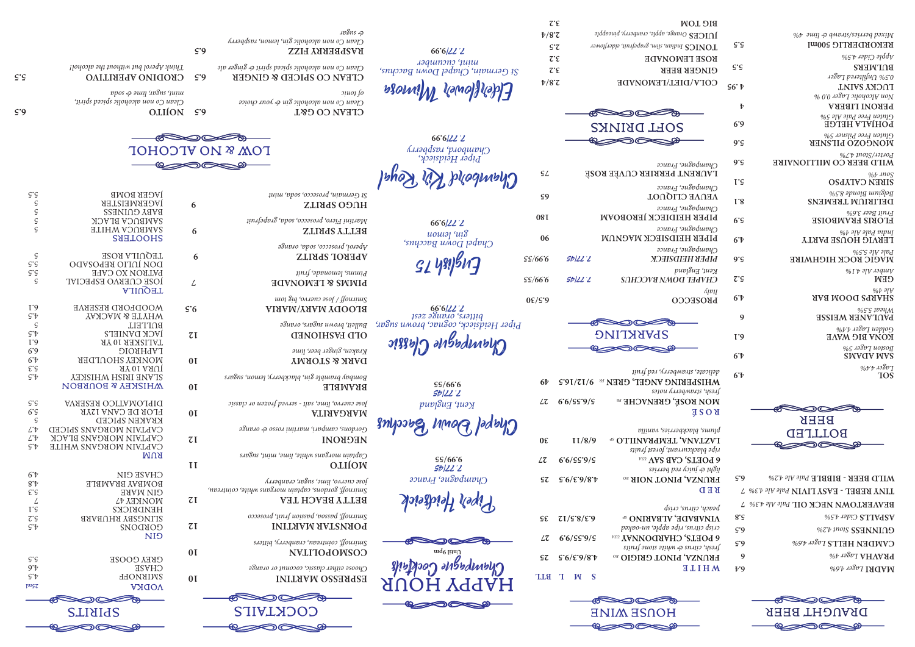## DRAUGHT BEER

- **MADRI** *Lager 4.6%* — 6.4
- **PRAVHA** *Lager 4%* — 6
- **CAMDEN HELLS** *Lager 4.6%* — 6.5
- **GUINNESS** *Stout 4.2%* — 6.5
- **ASPALLS** *Cider 4.5%* — 5.8
- **BEAVERTOWN NECK OIL** *Pale Ale 4.3%* — 7
- **TINY REBEL - EASY LIVIN** *Pale Ale 4.3%* — 7
- **WILD BEER - BIBBLE** *Pale Ale 4.2%* — 6.5

## BOTTLED BEER

- **SOL** *Lager 4.4%* — 4.9
- **SAM ADAMS** *Boston Lager 5%* — 4.9
- **KONA BIG WAVE** *Golden Lager 4.4%* — 6.1
- **PAULANER WEISSE** *Wheat 5.5%* — 6
- **SHARPS WOOD BAR** *Ale 4%* — 4.9
- **GEM** *Amber Ale 4.1%* — 5.2
- **MAGIC ROCK HIGHWIRE** *Pale Ale 5.5%* — 5.6
- **LERVIG HOUSE PARTY** *India Pale Ale 4%* — 4.9
- **FLORIS FRAMBOISE** *Fruit Beer 3.6%* — 5.9
- **DELIRIUM TREMENS** *Belgium Blonde 8.5%* — 8.1
- **SIREN CALYPSO** *Sour 4%* — 5.1
- **WILD BEER CO MILLIONAIRE** *Porter/Stout 4.7%* — 5.6
- **MONGOZO PILSNER** *Gluten Free Pilsner 5%* — 5.6
- **POHJALA HEGE** *Gluten Free Pale Ale 5%* — 6.9
- **PERONI LIBERA** *Non Alcoholic Lager 0.0 %* — 4
- **LUCKY SAINT** *0.5% Unfiltered Lager* — 4.95
- **BULMERS** *Apple Cider 4.5%* — 5.5
- **REKORDERLIG 500ml** *Mixed berries/strawb & lime 4%* — 5.5

## HOUSE WINE

| | S | M | L | BTL |
|---|---|---|---|---|
| **WHITE** | | | | |
| **FRUNZA, PINOT GRIGIO** RO *fresh, citrus & white stone fruits* | 4.8 | 8.3 | 9.5 | 25 |
| **6 POETS, CHARDONNAY** USA *crisp citrus, ripe apple, un-oaked* | 5 | 6.55 | 9.5 | 27 |
| **VINABADE, ALBARIÑO** SP *peach, citrus, crisp* | 6.3 | 8.5 | 12 | 35 |
| **RED** | | | | |
| **FRUNZA, PINOT NOIR** RO *light & juicy red berries* | 4.8 | 8.3 | 9.5 | 25 |
| **6 POETS, CAB SAV** USA *ripe blackcurrant, forest fruits* | 5 | 6.55 | 9.6 | 27 |
| **LAZTANA, TEMPRANILLO** SP *plums, blackberries, vanilla* | 6 | 8 | 11 | 30 |
| **ROSÉ** | | | | |
| **NON ROSÉ, GRENACHE** FR *fresh, strawberry notes* | 5 | 6.55 | 9.6 | 27 |
| **WHISPERING ANGEL, GREN** FR *delicate, strawberry, red fruit* | 9 | 12 | 16.5 | 49 |

## SPARKLING

- **PROSECCO** *Italy* — 6.5/30
- **CHAPEL DOWN BACCHUS** *Kent, England* — *7.77/45* — 9.99/55
- **PIPER HEIDSIECK** *Champagne, France* — *7.77/45* — 9.99/55
- **PIPER HEIDSIECK MAGNUM** *Champagne, France* — 90
- **PIPER HEIDISECK JEROBOAM** *Champagne, France* — 180
- **VEUVE CLIQUOT** *Champagne, France* — 65
- **LAURENT PERRIER CUVÉE ROSÉ** *Champagne, France* — 75

## SOFT DRINKS

- **COLA/DIET/LEMONADE** — 2.8/4
- **GINGER BEER** — 3.2
- **ROSE LEMONADE** — 3.2
- **TONICS** *Indian, slim, grapefruit, elderflower* — 2.5
- **JUICES** *Orange, apple, cranberry, pineapple* — 2.8/4
- **BIG TOM** — 3.2

## HAPPY HOUR

### Champagne Cocktails

Until 9pm

- ***Piper Heidsieck*** — *Champagne, France* — *7.77/45* 9.99/55
- ***Chapel Down Bacchus*** — *Kent, England* — *7.77/45* 9.99/55
- ***Champagne Classic*** — *Piper Heidsieck, cognac, brown sugar, bitters, orange zest* — *7.77/9.99*
- ***English 75*** — *Chapel Down Bacchus, gin, lemon* — *7.77/9.99*
- ***Chambord Kir Royal*** — *Piper Heidsieck, Chambord, raspberry* — *7.77/9.99*
- ***Elderflower Mimosa*** — *St Germain, Chapel Down Bacchus, mint, cucumber* — *7.77/9.99*

## COCKTAILS

- **ESPRESSO MARTINI** — 10 — *Choose either classic, coconut or orange*
- **COSMOPOLITAN** — 10 — *Smirnoff, cointreau, cranberry, bitters*
- **PORNSTAR MARTINI** — 12 — *Smirnoff, passoa, passion fruit, prosecco*
- **BETTY BEACH TEA** — 12 — *Smirnoff, gordons, captain morgans white, cointreau, jose cuervo, lime, sugar, cranberry*
- **MOJITO** — 11 — *Captain morgans white, lime, mint, sugars*
- **NEGRONI** — 12 — *Gordons, campari, martini rosso & orange*
- **MARGARITA** — 10 — *Jose cuervo, lime, salt - served frozen or classic*
- **BRAMBLE** — 10 — *Bombay bramble gin, blackberry, lemon, sugars*
- **DARK & STORMY** — 10 — *Kraken, ginger beer, lime*
- **OLD FASHIONED** — 12 — *Bulleit, brown sugars, orange*
- **BLOODY MARY/VARIA** — 9.5 — *Smirnoff / Jose cuervo, big tom*
- **PIMMS & LEMONADE** — 7 — *Pimms, lemonade, fruit*
- **APEROL SPRITZ** — 9 — *Aperol, prosecco, soda, orange*
- **BETTY SPRITZ** — 9 — *Martini Fiero, prosecco, soda, grapefruit*
- **HUGO SPRITZ** — 9 — *St Germain, prosecco, soda, mint*

## SPIRITS

25ml

### VODKA
- SMIRNOFF — 4.5
- CHASE — 4.6
- GREY GOOSE — 5.5

### GIN
- GORDONS — 4.5
- SLINGSBY RHUBARB — 5.2
- HENDRICKS — 5.1
- MONKEY 47 — 7
- GIN MARE — 5.3
- BOMBAY BRAMBLE — 4.8
- CHASE GIN — 4.9

### RUM
- CAPTAIN MORGANS WHITE — 4.5
- CAPTAIN MORGANS BLACK — 4.7
- CAPTAIN MORGANS SPICED — 4.7
- KRAKEN SPICED — 5
- FLOR DE CANA 12YR — 6.5
- DIPLOMATICO RESERVA — 5.5

### WHISKEY & BOURBON
- SLANE IRISH WHISKEY — 4.5
- JURA 10 YR — 5.3
- MONKEY SHOULDER — 4.9
- LAPHROIG — 6.9
- TALISKER 10 YR — 6.1
- JACK DANIELS — 4.5
- BULLEIT — 5
- WHYTE & MACKAY — 4.5
- WOODFORD RESERVE — 6.1

### TEQUILA
- JOSE CUERVO ESPECIAL — 5
- PATRON XO CAFE — 5.5
- DON JULIO REPOSADO — 5.5
- TEQUILA ROSE — 5

### SHOOTERS
- SAMBUCA WHITE — 5
- SAMBUCA BLACK — 5
- BABY GUINESS — 5
- JAGERMEISTER — 5
- JAGER BOMB — 5.5

## LOW & NO ALCOHOL

- **CLEAN CO G&T** — 6.5 — *Clean Co non alcoholic gin & your choice of tonic*
- **CLEAN CO SPICED & GINGER** — 6.5 — *Clean Co non alcoholic spiced spirit & ginger ale*
- **RASPBERRY FIZZ** — 6.5 — *Clean Co non alcoholic gin, lemon, raspberry & sugar*
- **NOJITO** — 6.5 — *Clean Co non alcoholic spiced spirit, mint, sugar, lime & soda*
- **CRODINO APERITIVO** — 5.5 — *Think Aperol but without the alcohol!*